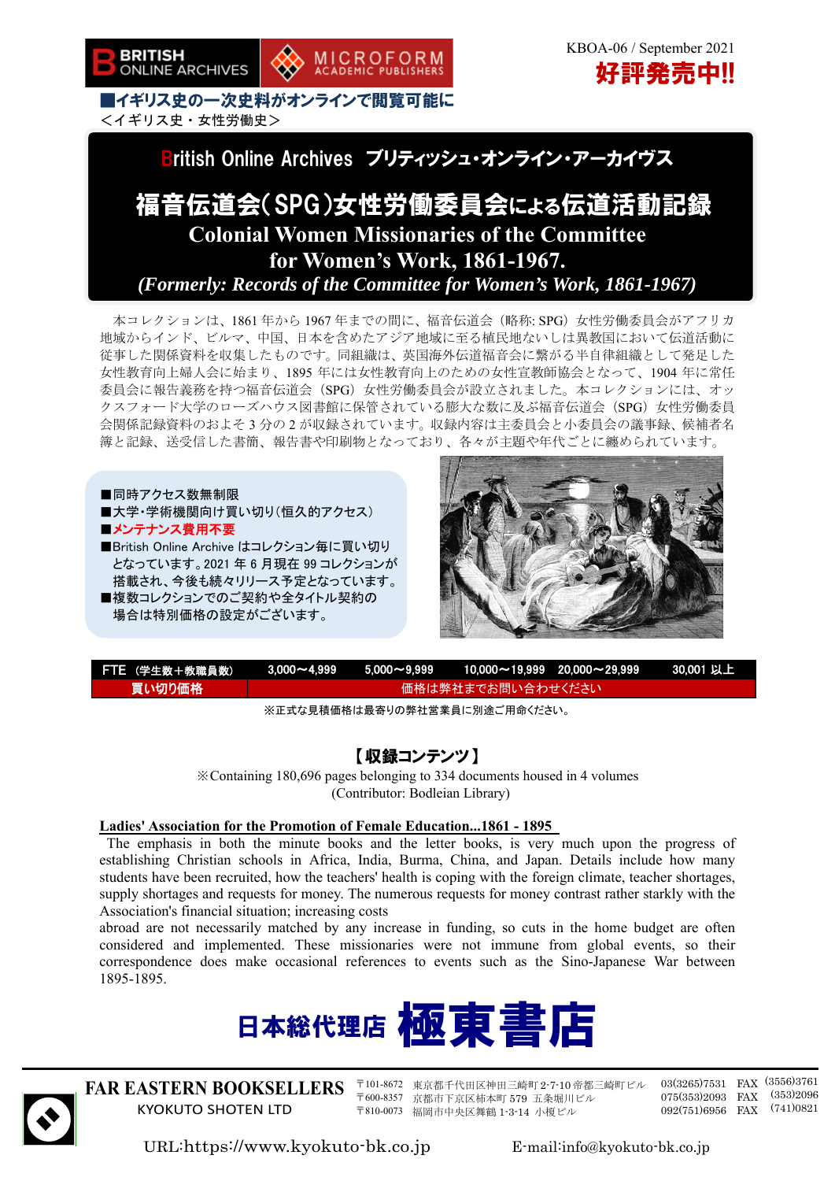BRITISH ONLINE ARCHIVES　MICROFORM ACADEMIC PUBLISHERS

KBOA-06 / September 2021

**好評発売中!!**

**■イギリス史の一次史料がオンラインで閲覧可能に**
<イギリス史・女性労働史>

## British Online Archives ブリティッシュ・オンライン・アーカイヴス

# 福音伝道会(SPG)女性労働委員会による伝道活動記録

# Colonial Women Missionaries of the Committee for Women's Work, 1861-1967.

***(Formerly: Records of the Committee for Women's Work, 1861-1967)***

本コレクションは、1861 年から 1967 年までの間に、福音伝道会（略称: SPG）女性労働委員会がアフリカ地域からインド、ビルマ、中国、日本を含めたアジア地域に至る植民地ないしは異教国において伝道活動に従事した関係資料を収集したものです。同組織は、英国海外伝道福音会に繋がる半自律組織として発足した女性教育向上婦人会に始まり、1895 年には女性教育向上のための女性宣教師協会となって、1904 年に常任委員会に報告義務を持つ福音伝道会（SPG）女性労働委員会が設立されました。本コレクションには、オックスフォード大学のローズハウス図書館に保管されている膨大な数に及ぶ福音伝道会（SPG）女性労働委員会関係記録資料のおよそ 3 分の 2 が収録されています。収録内容は主委員会と小委員会の議事録、候補者名簿と記録、送受信した書簡、報告書や印刷物となっており、各々が主題や年代ごとに纏められています。

- ■同時アクセス数無制限
- ■大学・学術機関向け買い切り(恒久的アクセス)
- ■メンテナンス費用不要
- ■British Online Archive はコレクション毎に買い切りとなっています。2021 年 6 月現在 99 コレクションが搭載され、今後も続々リリース予定となっています。
- ■複数コレクションでのご契約や全タイトル契約の場合は特別価格の設定がございます。

| FTE（学生数＋教職員数） | 3,000～4,999 | 5,000～9,999 | 10,000～19,999 | 20,000～29,999 | 30,001 以上 |
|---|---|---|---|---|---|
| 買い切り価格 | 価格は弊社までお問い合わせください | | | | |

※正式な見積価格は最寄りの弊社営業員に別途ご用命ください。

## 【収録コンテンツ】

※Containing 180,696 pages belonging to 334 documents housed in 4 volumes
(Contributor: Bodleian Library)

**Ladies' Association for the Promotion of Female Education...1861 - 1895**

The emphasis in both the minute books and the letter books, is very much upon the progress of establishing Christian schools in Africa, India, Burma, China, and Japan. Details include how many students have been recruited, how the teachers' health is coping with the foreign climate, teacher shortages, supply shortages and requests for money. The numerous requests for money contrast rather starkly with the Association's financial situation; increasing costs
abroad are not necessarily matched by any increase in funding, so cuts in the home budget are often considered and implemented. These missionaries were not immune from global events, so their correspondence does make occasional references to events such as the Sino-Japanese War between 1895-1895.

**日本総代理店 極東書店**

**FAR EASTERN BOOKSELLERS**
KYOKUTO SHOTEN LTD

〒101-8672 東京都千代田区神田三崎町 2-7-10 帝都三崎町ビル 03(3265)7531 FAX (3556)3761
〒600-8357 京都市下京区柿本町 579 五条堀川ビル 075(353)2093 FAX (353)2096
〒810-0073 福岡市中央区舞鶴 1-3-14 小榎ビル 092(751)6956 FAX (741)0821

URL:https://www.kyokuto-bk.co.jp　E-mail:info@kyokuto-bk.co.jp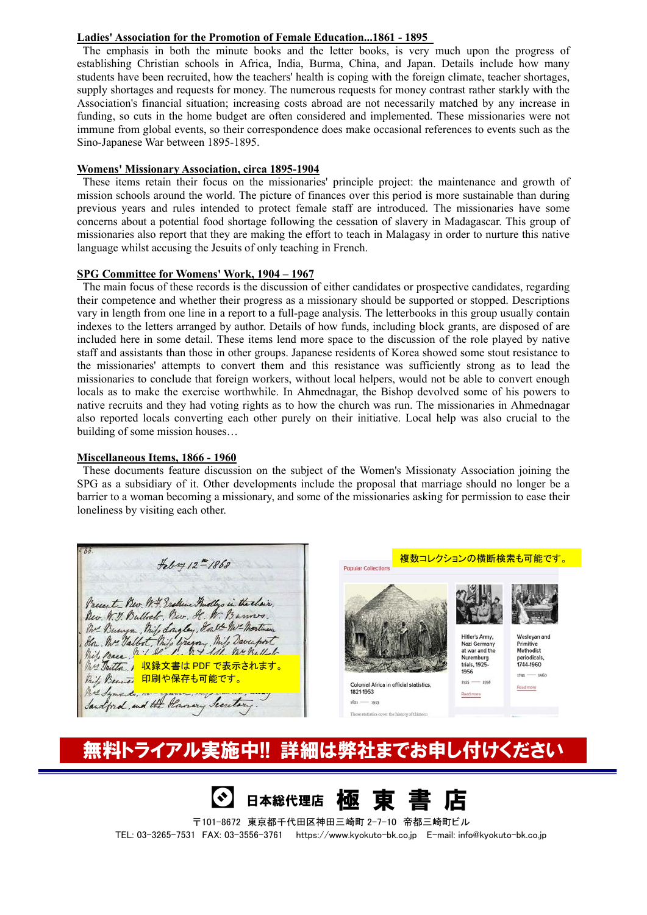## Ladies' Association for the Promotion of Female Education...1861 - 1895

The emphasis in both the minute books and the letter books, is very much upon the progress of establishing Christian schools in Africa, India, Burma, China, and Japan. Details include how many students have been recruited, how the teachers' health is coping with the foreign climate, teacher shortages, supply shortages and requests for money. The numerous requests for money contrast rather starkly with the Association's financial situation; increasing costs abroad are not necessarily matched by any increase in funding, so cuts in the home budget are often considered and implemented. These missionaries were not immune from global events, so their correspondence does make occasional references to events such as the Sino-Japanese War between 1895-1895.

## Womens' Missionary Association, circa 1895-1904

These items retain their focus on the missionaries' principle project: the maintenance and growth of mission schools around the world. The picture of finances over this period is more sustainable than during previous years and rules intended to protect female staff are introduced. The missionaries have some concerns about a potential food shortage following the cessation of slavery in Madagascar. This group of missionaries also report that they are making the effort to teach in Malagasy in order to nurture this native language whilst accusing the Jesuits of only teaching in French.

## SPG Committee for Womens' Work, 1904 – 1967

The main focus of these records is the discussion of either candidates or prospective candidates, regarding their competence and whether their progress as a missionary should be supported or stopped. Descriptions vary in length from one line in a report to a full-page analysis. The letterbooks in this group usually contain indexes to the letters arranged by author. Details of how funds, including block grants, are disposed of are included here in some detail. These items lend more space to the discussion of the role played by native staff and assistants than those in other groups. Japanese residents of Korea showed some stout resistance to the missionaries' attempts to convert them and this resistance was sufficiently strong as to lead the missionaries to conclude that foreign workers, without local helpers, would not be able to convert enough locals as to make the exercise worthwhile. In Ahmednagar, the Bishop devolved some of his powers to native recruits and they had voting rights as to how the church was run. The missionaries in Ahmednagar also reported locals converting each other purely on their initiative. Local help was also crucial to the building of some mission houses…

## Miscellaneous Items, 1866 - 1960

These documents feature discussion on the subject of the Women's Missionaty Association joining the SPG as a subsidiary of it. Other developments include the proposal that marriage should no longer be a barrier to a woman becoming a missionary, and some of the missionaries asking for permission to ease their loneliness by visiting each other.

収録文書は PDF で表示されます。
印刷や保存も可能です。

複数コレクションの横断検索も可能です。

**無料トライアル実施中!! 詳細は弊社までお申し付けください**

日本総代理店 **極 東 書 店**

〒101-8672 東京都千代田区神田三崎町 2-7-10 帝都三崎町ビル
TEL: 03-3265-7531 FAX: 03-3556-3761 https://www.kyokuto-bk.co.jp E-mail: info@kyokuto-bk.co.jp